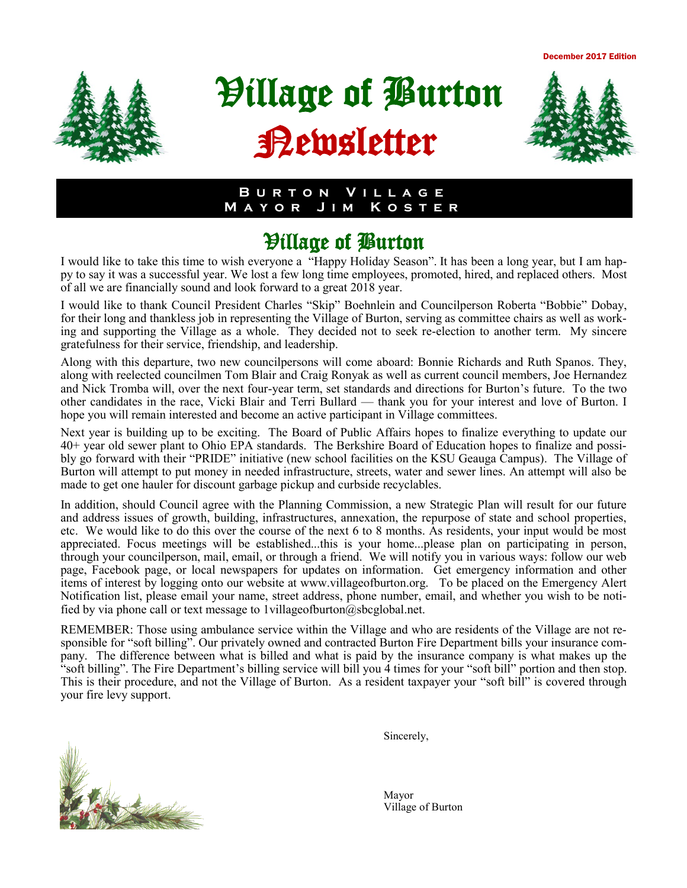December 2017 Edition

# Village of Burton Newsletter

**Burton Village**
**Mayor Jim Koster**

## Village of Burton

I would like to take this time to wish everyone a "Happy Holiday Season". It has been a long year, but I am happy to say it was a successful year. We lost a few long time employees, promoted, hired, and replaced others. Most of all we are financially sound and look forward to a great 2018 year.

I would like to thank Council President Charles "Skip" Boehnlein and Councilperson Roberta "Bobbie" Dobay, for their long and thankless job in representing the Village of Burton, serving as committee chairs as well as working and supporting the Village as a whole. They decided not to seek re-election to another term. My sincere gratefulness for their service, friendship, and leadership.

Along with this departure, two new councilpersons will come aboard: Bonnie Richards and Ruth Spanos. They, along with reelected councilmen Tom Blair and Craig Ronyak as well as current council members, Joe Hernandez and Nick Tromba will, over the next four-year term, set standards and directions for Burton's future. To the two other candidates in the race, Vicki Blair and Terri Bullard — thank you for your interest and love of Burton. I hope you will remain interested and become an active participant in Village committees.

Next year is building up to be exciting. The Board of Public Affairs hopes to finalize everything to update our 40+ year old sewer plant to Ohio EPA standards. The Berkshire Board of Education hopes to finalize and possibly go forward with their "PRIDE" initiative (new school facilities on the KSU Geauga Campus). The Village of Burton will attempt to put money in needed infrastructure, streets, water and sewer lines. An attempt will also be made to get one hauler for discount garbage pickup and curbside recyclables.

In addition, should Council agree with the Planning Commission, a new Strategic Plan will result for our future and address issues of growth, building, infrastructures, annexation, the repurpose of state and school properties, etc. We would like to do this over the course of the next 6 to 8 months. As residents, your input would be most appreciated. Focus meetings will be established...this is your home...please plan on participating in person, through your councilperson, mail, email, or through a friend. We will notify you in various ways: follow our web page, Facebook page, or local newspapers for updates on information. Get emergency information and other items of interest by logging onto our website at www.villageofburton.org. To be placed on the Emergency Alert Notification list, please email your name, street address, phone number, email, and whether you wish to be notified by via phone call or text message to 1villageofburton@sbcglobal.net.

REMEMBER: Those using ambulance service within the Village and who are residents of the Village are not responsible for "soft billing". Our privately owned and contracted Burton Fire Department bills your insurance company. The difference between what is billed and what is paid by the insurance company is what makes up the "soft billing". The Fire Department's billing service will bill you 4 times for your "soft bill" portion and then stop. This is their procedure, and not the Village of Burton. As a resident taxpayer your "soft bill" is covered through your fire levy support.

Sincerely,

Mayor
Village of Burton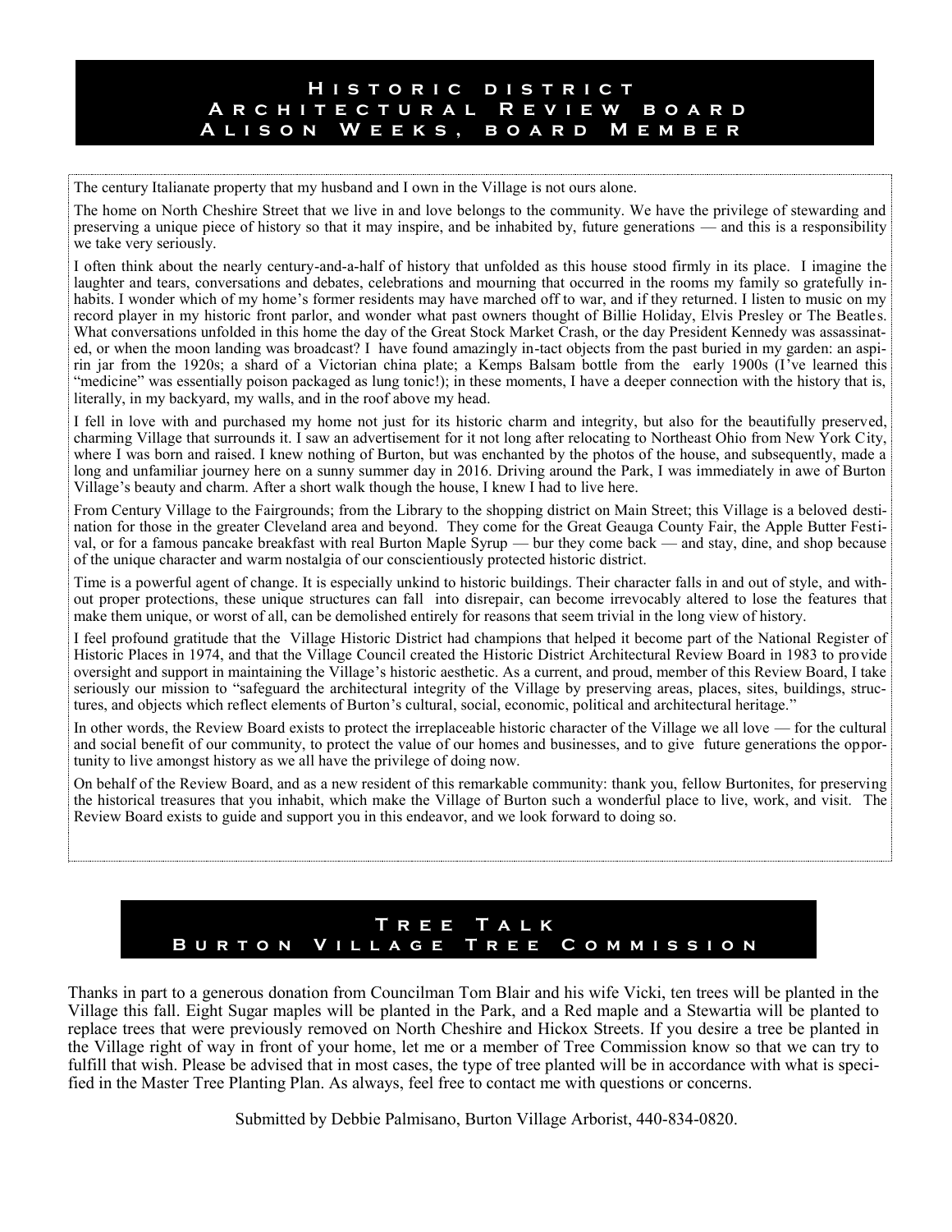## Historic district Architectural Review board Alison Weeks, board Member

The century Italianate property that my husband and I own in the Village is not ours alone.

The home on North Cheshire Street that we live in and love belongs to the community. We have the privilege of stewarding and preserving a unique piece of history so that it may inspire, and be inhabited by, future generations — and this is a responsibility we take very seriously.

I often think about the nearly century-and-a-half of history that unfolded as this house stood firmly in its place. I imagine the laughter and tears, conversations and debates, celebrations and mourning that occurred in the rooms my family so gratefully inhabits. I wonder which of my home's former residents may have marched off to war, and if they returned. I listen to music on my record player in my historic front parlor, and wonder what past owners thought of Billie Holiday, Elvis Presley or The Beatles. What conversations unfolded in this home the day of the Great Stock Market Crash, or the day President Kennedy was assassinated, or when the moon landing was broadcast? I have found amazingly in-tact objects from the past buried in my garden: an aspirin jar from the 1920s; a shard of a Victorian china plate; a Kemps Balsam bottle from the early 1900s (I've learned this "medicine" was essentially poison packaged as lung tonic!); in these moments, I have a deeper connection with the history that is, literally, in my backyard, my walls, and in the roof above my head.

I fell in love with and purchased my home not just for its historic charm and integrity, but also for the beautifully preserved, charming Village that surrounds it. I saw an advertisement for it not long after relocating to Northeast Ohio from New York City, where I was born and raised. I knew nothing of Burton, but was enchanted by the photos of the house, and subsequently, made a long and unfamiliar journey here on a sunny summer day in 2016. Driving around the Park, I was immediately in awe of Burton Village's beauty and charm. After a short walk though the house, I knew I had to live here.

From Century Village to the Fairgrounds; from the Library to the shopping district on Main Street; this Village is a beloved destination for those in the greater Cleveland area and beyond. They come for the Great Geauga County Fair, the Apple Butter Festival, or for a famous pancake breakfast with real Burton Maple Syrup — bur they come back — and stay, dine, and shop because of the unique character and warm nostalgia of our conscientiously protected historic district.

Time is a powerful agent of change. It is especially unkind to historic buildings. Their character falls in and out of style, and without proper protections, these unique structures can fall into disrepair, can become irrevocably altered to lose the features that make them unique, or worst of all, can be demolished entirely for reasons that seem trivial in the long view of history.

I feel profound gratitude that the Village Historic District had champions that helped it become part of the National Register of Historic Places in 1974, and that the Village Council created the Historic District Architectural Review Board in 1983 to provide oversight and support in maintaining the Village's historic aesthetic. As a current, and proud, member of this Review Board, I take seriously our mission to "safeguard the architectural integrity of the Village by preserving areas, places, sites, buildings, structures, and objects which reflect elements of Burton's cultural, social, economic, political and architectural heritage."

In other words, the Review Board exists to protect the irreplaceable historic character of the Village we all love — for the cultural and social benefit of our community, to protect the value of our homes and businesses, and to give future generations the opportunity to live amongst history as we all have the privilege of doing now.

On behalf of the Review Board, and as a new resident of this remarkable community: thank you, fellow Burtonites, for preserving the historical treasures that you inhabit, which make the Village of Burton such a wonderful place to live, work, and visit. The Review Board exists to guide and support you in this endeavor, and we look forward to doing so.

## Tree Talk Burton Village Tree Commission

Thanks in part to a generous donation from Councilman Tom Blair and his wife Vicki, ten trees will be planted in the Village this fall. Eight Sugar maples will be planted in the Park, and a Red maple and a Stewartia will be planted to replace trees that were previously removed on North Cheshire and Hickox Streets. If you desire a tree be planted in the Village right of way in front of your home, let me or a member of Tree Commission know so that we can try to fulfill that wish. Please be advised that in most cases, the type of tree planted will be in accordance with what is specified in the Master Tree Planting Plan. As always, feel free to contact me with questions or concerns.

Submitted by Debbie Palmisano, Burton Village Arborist, 440-834-0820.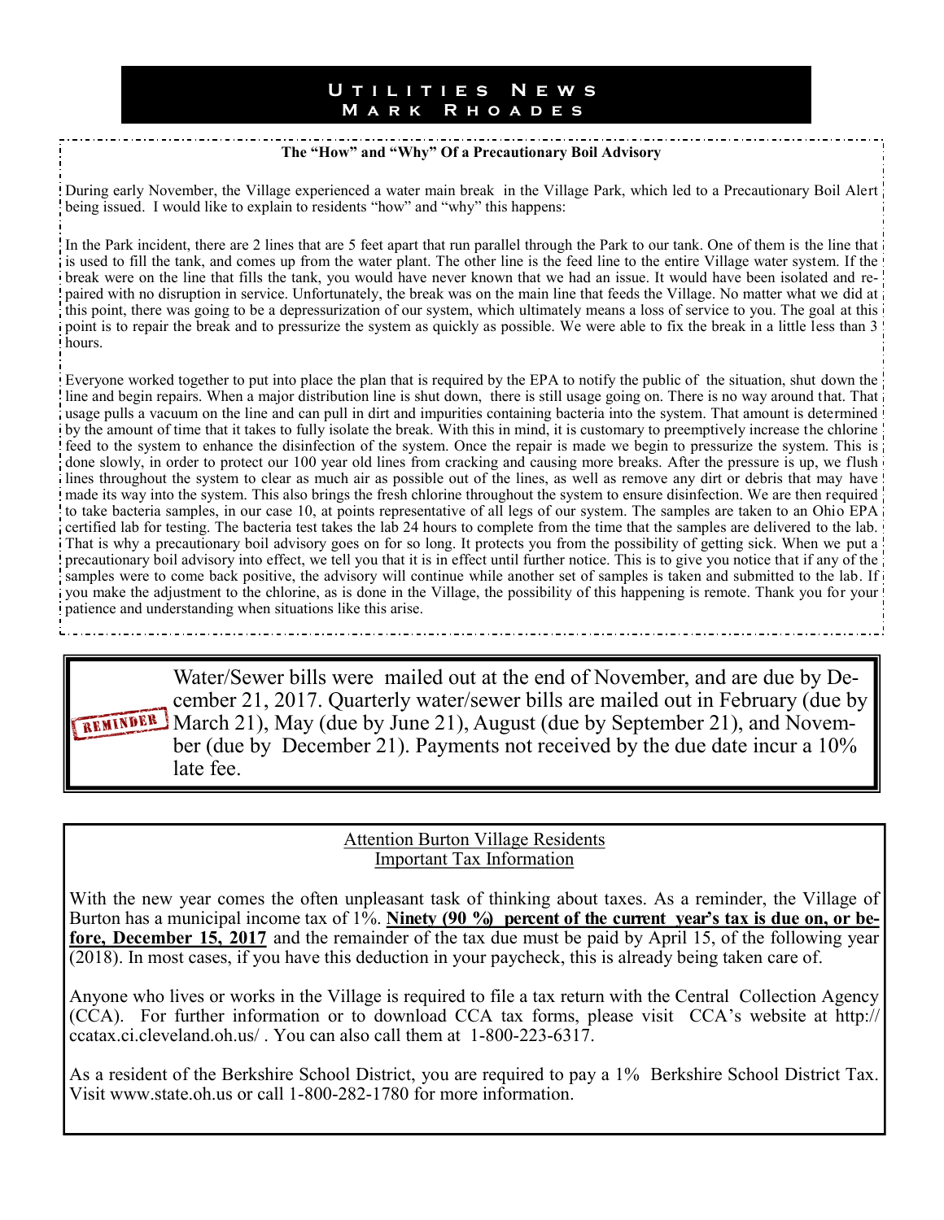# Utilities News
## Mark Rhoades

**The "How" and "Why" Of a Precautionary Boil Advisory**

During early November, the Village experienced a water main break in the Village Park, which led to a Precautionary Boil Alert being issued. I would like to explain to residents "how" and "why" this happens:

In the Park incident, there are 2 lines that are 5 feet apart that run parallel through the Park to our tank. One of them is the line that is used to fill the tank, and comes up from the water plant. The other line is the feed line to the entire Village water system. If the break were on the line that fills the tank, you would have never known that we had an issue. It would have been isolated and repaired with no disruption in service. Unfortunately, the break was on the main line that feeds the Village. No matter what we did at this point, there was going to be a depressurization of our system, which ultimately means a loss of service to you. The goal at this point is to repair the break and to pressurize the system as quickly as possible. We were able to fix the break in a little less than 3 hours.

Everyone worked together to put into place the plan that is required by the EPA to notify the public of the situation, shut down the line and begin repairs. When a major distribution line is shut down, there is still usage going on. There is no way around that. That usage pulls a vacuum on the line and can pull in dirt and impurities containing bacteria into the system. That amount is determined by the amount of time that it takes to fully isolate the break. With this in mind, it is customary to preemptively increase the chlorine feed to the system to enhance the disinfection of the system. Once the repair is made we begin to pressurize the system. This is done slowly, in order to protect our 100 year old lines from cracking and causing more breaks. After the pressure is up, we flush lines throughout the system to clear as much air as possible out of the lines, as well as remove any dirt or debris that may have made its way into the system. This also brings the fresh chlorine throughout the system to ensure disinfection. We are then required to take bacteria samples, in our case 10, at points representative of all legs of our system. The samples are taken to an Ohio EPA certified lab for testing. The bacteria test takes the lab 24 hours to complete from the time that the samples are delivered to the lab. That is why a precautionary boil advisory goes on for so long. It protects you from the possibility of getting sick. When we put a precautionary boil advisory into effect, we tell you that it is in effect until further notice. This is to give you notice that if any of the samples were to come back positive, the advisory will continue while another set of samples is taken and submitted to the lab. If you make the adjustment to the chlorine, as is done in the Village, the possibility of this happening is remote. Thank you for your patience and understanding when situations like this arise.

---

REMINDER

Water/Sewer bills were mailed out at the end of November, and are due by December 21, 2017. Quarterly water/sewer bills are mailed out in February (due by March 21), May (due by June 21), August (due by September 21), and November (due by December 21). Payments not received by the due date incur a 10% late fee.

---

Attention Burton Village Residents
Important Tax Information

With the new year comes the often unpleasant task of thinking about taxes. As a reminder, the Village of Burton has a municipal income tax of 1%. **Ninety (90 %) percent of the current year's tax is due on, or before, December 15, 2017** and the remainder of the tax due must be paid by April 15, of the following year (2018). In most cases, if you have this deduction in your paycheck, this is already being taken care of.

Anyone who lives or works in the Village is required to file a tax return with the Central Collection Agency (CCA). For further information or to download CCA tax forms, please visit CCA's website at http://ccatax.ci.cleveland.oh.us/ . You can also call them at 1-800-223-6317.

As a resident of the Berkshire School District, you are required to pay a 1% Berkshire School District Tax. Visit www.state.oh.us or call 1-800-282-1780 for more information.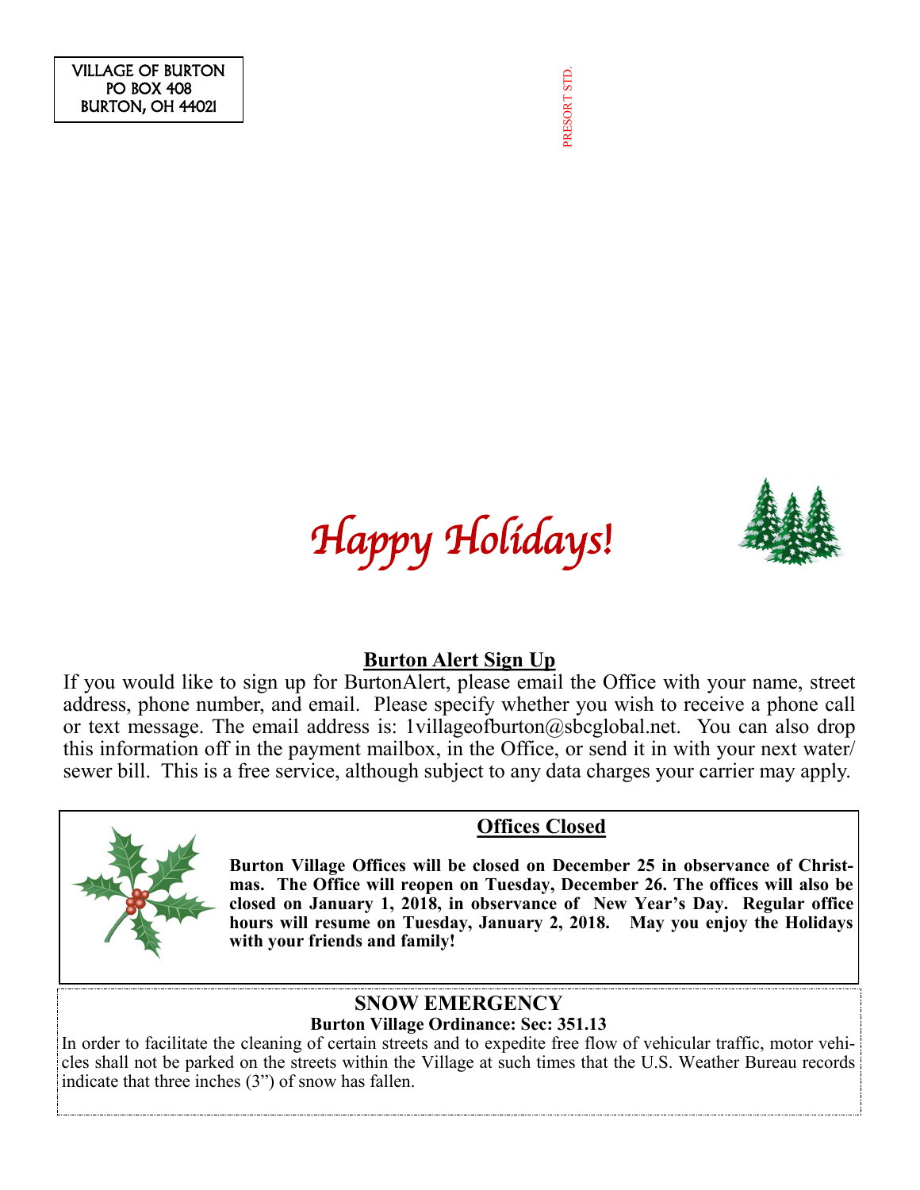VILLAGE OF BURTON
PO BOX 408
BURTON, OH 44021

PRESORT STD.

# *Happy Holidays!*

## Burton Alert Sign Up

If you would like to sign up for BurtonAlert, please email the Office with your name, street address, phone number, and email. Please specify whether you wish to receive a phone call or text message. The email address is: 1villageofburton@sbcglobal.net. You can also drop this information off in the payment mailbox, in the Office, or send it in with your next water/sewer bill. This is a free service, although subject to any data charges your carrier may apply.

## Offices Closed

**Burton Village Offices will be closed on December 25 in observance of Christmas. The Office will reopen on Tuesday, December 26. The offices will also be closed on January 1, 2018, in observance of New Year's Day. Regular office hours will resume on Tuesday, January 2, 2018. May you enjoy the Holidays with your friends and family!**

## SNOW EMERGENCY

**Burton Village Ordinance: Sec: 351.13**

In order to facilitate the cleaning of certain streets and to expedite free flow of vehicular traffic, motor vehicles shall not be parked on the streets within the Village at such times that the U.S. Weather Bureau records indicate that three inches (3") of snow has fallen.